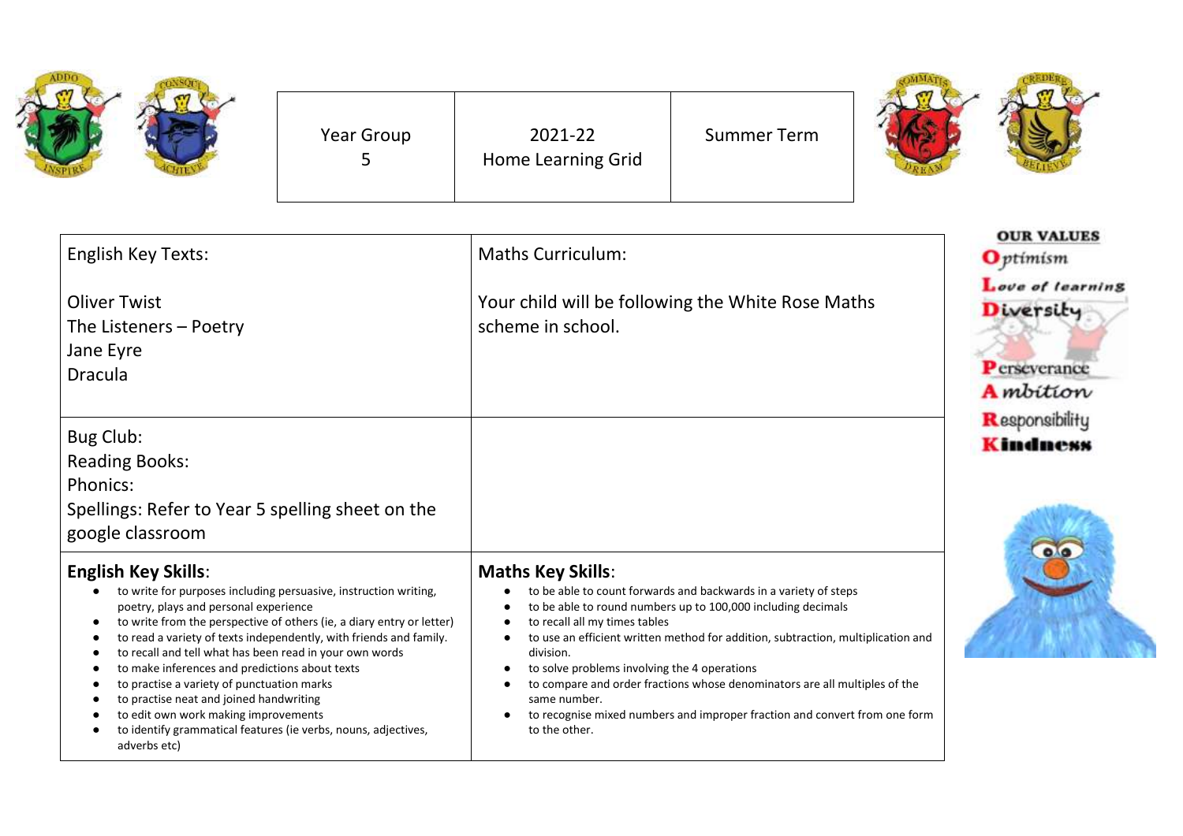| Year Group 5 | 2021-22 Home Learning Grid | Summer Term |
| --- | --- | --- |

| English Key Texts: | Maths Curriculum: |
| --- | --- |
| Oliver Twist<br>The Listeners – Poetry<br>Jane Eyre<br>Dracula | Your child will be following the White Rose Maths scheme in school. |
| Bug Club:<br>Reading Books:<br>Phonics:<br>Spellings: Refer to Year 5 spelling sheet on the google classroom | |

**OUR VALUES**

- **O**ptimism
- **L**ove of learning
- **D**iversity
- **P**erseverance
- **A**mbition
- **R**esponsibility
- **K**indness

## English Key Skills:

- to write for purposes including persuasive, instruction writing, poetry, plays and personal experience
- to write from the perspective of others (ie, a diary entry or letter)
- to read a variety of texts independently, with friends and family.
- to recall and tell what has been read in your own words
- to make inferences and predictions about texts
- to practise a variety of punctuation marks
- to practise neat and joined handwriting
- to edit own work making improvements
- to identify grammatical features (ie verbs, nouns, adjectives, adverbs etc)

## Maths Key Skills:

- to be able to count forwards and backwards in a variety of steps
- to be able to round numbers up to 100,000 including decimals
- to recall all my times tables
- to use an efficient written method for addition, subtraction, multiplication and division.
- to solve problems involving the 4 operations
- to compare and order fractions whose denominators are all multiples of the same number.
- to recognise mixed numbers and improper fraction and convert from one form to the other.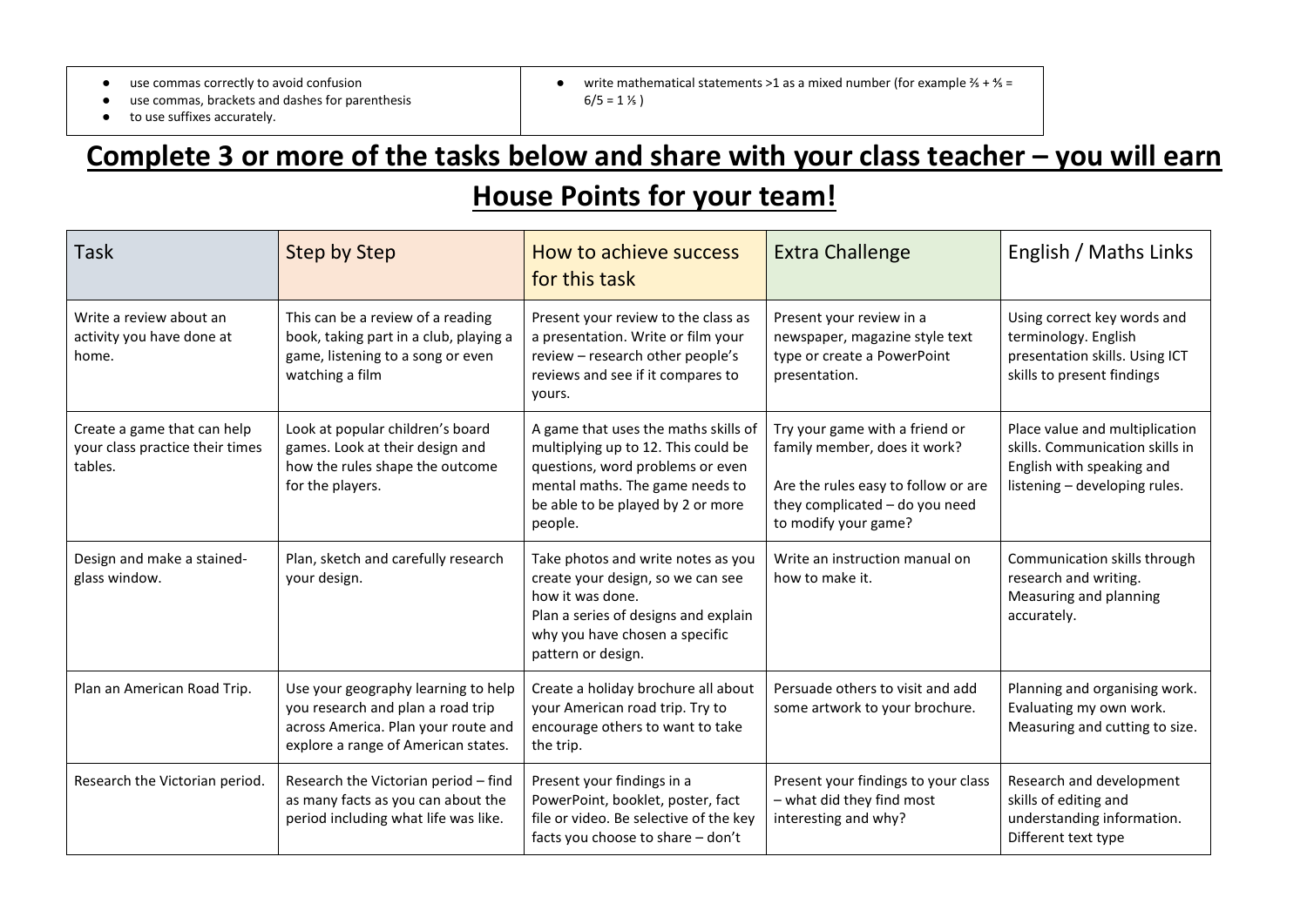| | |
|---|---|
| - use commas correctly to avoid confusion<br>- use commas, brackets and dashes for parenthesis<br>- to use suffixes accurately. | - write mathematical statements >1 as a mixed number (for example $\frac{3}{5} + \frac{3}{5} = 6/5 = 1\frac{1}{5}$ ) |

## **Complete 3 or more of the tasks below and share with your class teacher – you will earn House Points for your team!**

| Task | Step by Step | How to achieve success for this task | Extra Challenge | English / Maths Links |
|---|---|---|---|---|
| Write a review about an activity you have done at home. | This can be a review of a reading book, taking part in a club, playing a game, listening to a song or even watching a film | Present your review to the class as a presentation. Write or film your review – research other people's reviews and see if it compares to yours. | Present your review in a newspaper, magazine style text type or create a PowerPoint presentation. | Using correct key words and terminology. English presentation skills. Using ICT skills to present findings |
| Create a game that can help your class practice their times tables. | Look at popular children's board games. Look at their design and how the rules shape the outcome for the players. | A game that uses the maths skills of multiplying up to 12. This could be questions, word problems or even mental maths. The game needs to be able to be played by 2 or more people. | Try your game with a friend or family member, does it work?<br><br>Are the rules easy to follow or are they complicated – do you need to modify your game? | Place value and multiplication skills. Communication skills in English with speaking and listening – developing rules. |
| Design and make a stained-glass window. | Plan, sketch and carefully research your design. | Take photos and write notes as you create your design, so we can see how it was done.<br>Plan a series of designs and explain why you have chosen a specific pattern or design. | Write an instruction manual on how to make it. | Communication skills through research and writing.<br>Measuring and planning accurately. |
| Plan an American Road Trip. | Use your geography learning to help you research and plan a road trip across America. Plan your route and explore a range of American states. | Create a holiday brochure all about your American road trip. Try to encourage others to want to take the trip. | Persuade others to visit and add some artwork to your brochure. | Planning and organising work. Evaluating my own work. Measuring and cutting to size. |
| Research the Victorian period. | Research the Victorian period – find as many facts as you can about the period including what life was like. | Present your findings in a PowerPoint, booklet, poster, fact file or video. Be selective of the key facts you choose to share – don't | Present your findings to your class – what did they find most interesting and why? | Research and development skills of editing and understanding information. Different text type |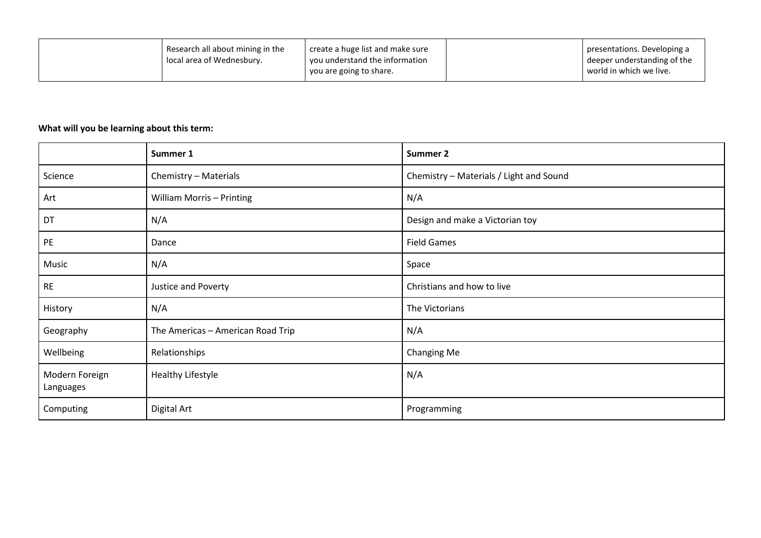| | | | | |
|---|---|---|---|---|
| | Research all about mining in the local area of Wednesbury. | create a huge list and make sure you understand the information you are going to share. | | presentations. Developing a deeper understanding of the world in which we live. |

**What will you be learning about this term:**

| | Summer 1 | Summer 2 |
|---|---|---|
| Science | Chemistry – Materials | Chemistry – Materials / Light and Sound |
| Art | William Morris – Printing | N/A |
| DT | N/A | Design and make a Victorian toy |
| PE | Dance | Field Games |
| Music | N/A | Space |
| RE | Justice and Poverty | Christians and how to live |
| History | N/A | The Victorians |
| Geography | The Americas – American Road Trip | N/A |
| Wellbeing | Relationships | Changing Me |
| Modern Foreign Languages | Healthy Lifestyle | N/A |
| Computing | Digital Art | Programming |